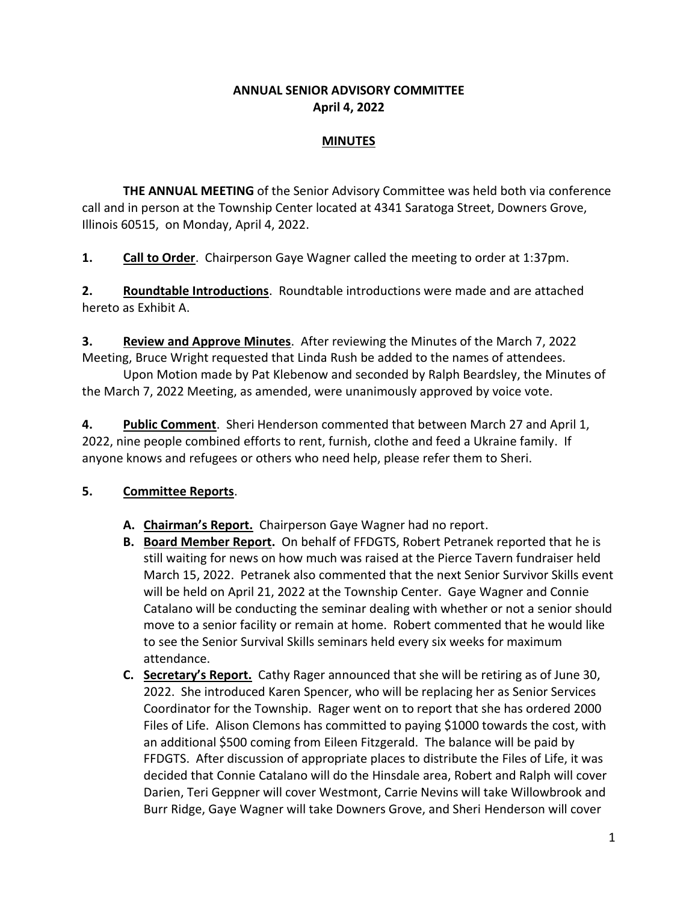**ANNUAL SENIOR ADVISORY COMMITTEE**
**April 4, 2022**

**MINUTES**

**THE ANNUAL MEETING** of the Senior Advisory Committee was held both via conference call and in person at the Township Center located at 4341 Saratoga Street, Downers Grove, Illinois 60515, on Monday, April 4, 2022.

**1. Call to Order**. Chairperson Gaye Wagner called the meeting to order at 1:37pm.

**2. Roundtable Introductions**. Roundtable introductions were made and are attached hereto as Exhibit A.

**3. Review and Approve Minutes**. After reviewing the Minutes of the March 7, 2022 Meeting, Bruce Wright requested that Linda Rush be added to the names of attendees.

Upon Motion made by Pat Klebenow and seconded by Ralph Beardsley, the Minutes of the March 7, 2022 Meeting, as amended, were unanimously approved by voice vote.

**4. Public Comment**. Sheri Henderson commented that between March 27 and April 1, 2022, nine people combined efforts to rent, furnish, clothe and feed a Ukraine family. If anyone knows and refugees or others who need help, please refer them to Sheri.

**5. Committee Reports**.

- **A. Chairman's Report.** Chairperson Gaye Wagner had no report.
- **B. Board Member Report.** On behalf of FFDGTS, Robert Petranek reported that he is still waiting for news on how much was raised at the Pierce Tavern fundraiser held March 15, 2022. Petranek also commented that the next Senior Survivor Skills event will be held on April 21, 2022 at the Township Center. Gaye Wagner and Connie Catalano will be conducting the seminar dealing with whether or not a senior should move to a senior facility or remain at home. Robert commented that he would like to see the Senior Survival Skills seminars held every six weeks for maximum attendance.
- **C. Secretary's Report.** Cathy Rager announced that she will be retiring as of June 30, 2022. She introduced Karen Spencer, who will be replacing her as Senior Services Coordinator for the Township. Rager went on to report that she has ordered 2000 Files of Life. Alison Clemons has committed to paying $1000 towards the cost, with an additional $500 coming from Eileen Fitzgerald. The balance will be paid by FFDGTS. After discussion of appropriate places to distribute the Files of Life, it was decided that Connie Catalano will do the Hinsdale area, Robert and Ralph will cover Darien, Teri Geppner will cover Westmont, Carrie Nevins will take Willowbrook and Burr Ridge, Gaye Wagner will take Downers Grove, and Sheri Henderson will cover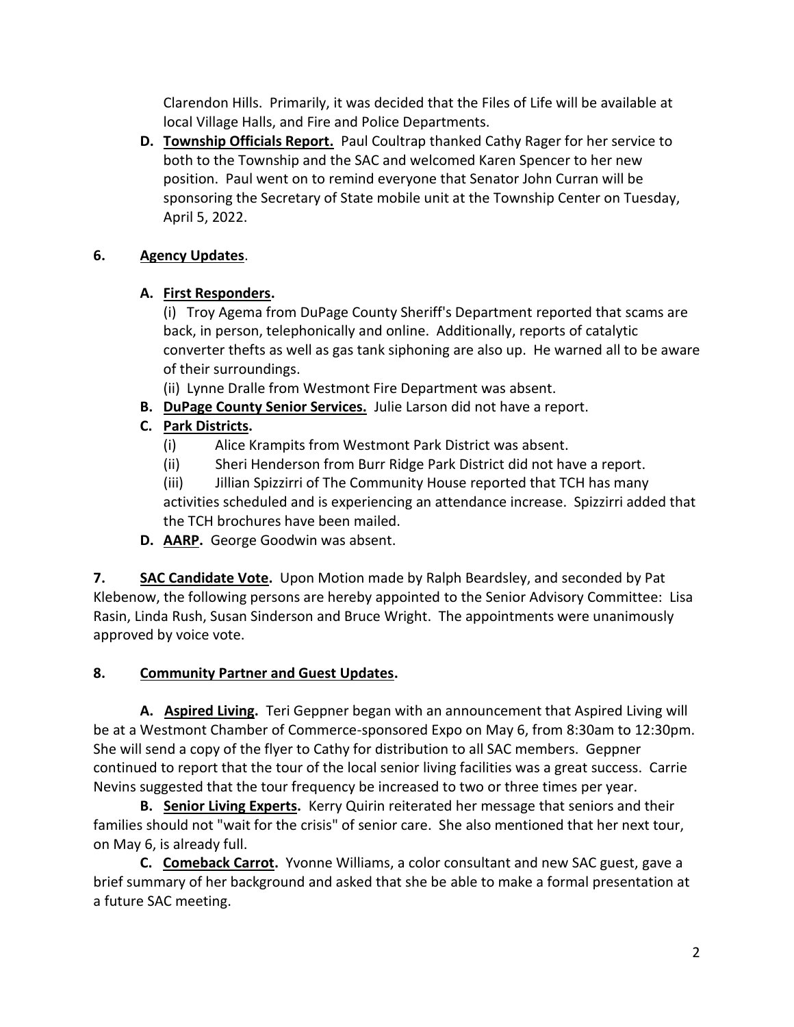Clarendon Hills. Primarily, it was decided that the Files of Life will be available at local Village Halls, and Fire and Police Departments.

**D. <u>Township Officials Report.</u>** Paul Coultrap thanked Cathy Rager for her service to both to the Township and the SAC and welcomed Karen Spencer to her new position. Paul went on to remind everyone that Senator John Curran will be sponsoring the Secretary of State mobile unit at the Township Center on Tuesday, April 5, 2022.

**6. <u>Agency Updates</u>.**

**A. <u>First Responders</u>.**

(i) Troy Agema from DuPage County Sheriff's Department reported that scams are back, in person, telephonically and online. Additionally, reports of catalytic converter thefts as well as gas tank siphoning are also up. He warned all to be aware of their surroundings.

(ii) Lynne Dralle from Westmont Fire Department was absent.

**B. <u>DuPage County Senior Services.</u>** Julie Larson did not have a report.

**C. <u>Park Districts</u>.**

(i) Alice Krampits from Westmont Park District was absent.

(ii) Sheri Henderson from Burr Ridge Park District did not have a report.

(iii) Jillian Spizzirri of The Community House reported that TCH has many activities scheduled and is experiencing an attendance increase. Spizzirri added that the TCH brochures have been mailed.

**D. <u>AARP</u>.** George Goodwin was absent.

**7. <u>SAC Candidate Vote</u>.** Upon Motion made by Ralph Beardsley, and seconded by Pat Klebenow, the following persons are hereby appointed to the Senior Advisory Committee: Lisa Rasin, Linda Rush, Susan Sinderson and Bruce Wright. The appointments were unanimously approved by voice vote.

**8. <u>Community Partner and Guest Updates</u>.**

**A. <u>Aspired Living</u>.** Teri Geppner began with an announcement that Aspired Living will be at a Westmont Chamber of Commerce-sponsored Expo on May 6, from 8:30am to 12:30pm. She will send a copy of the flyer to Cathy for distribution to all SAC members. Geppner continued to report that the tour of the local senior living facilities was a great success. Carrie Nevins suggested that the tour frequency be increased to two or three times per year.

**B. <u>Senior Living Experts</u>.** Kerry Quirin reiterated her message that seniors and their families should not "wait for the crisis" of senior care. She also mentioned that her next tour, on May 6, is already full.

**C. <u>Comeback Carrot</u>.** Yvonne Williams, a color consultant and new SAC guest, gave a brief summary of her background and asked that she be able to make a formal presentation at a future SAC meeting.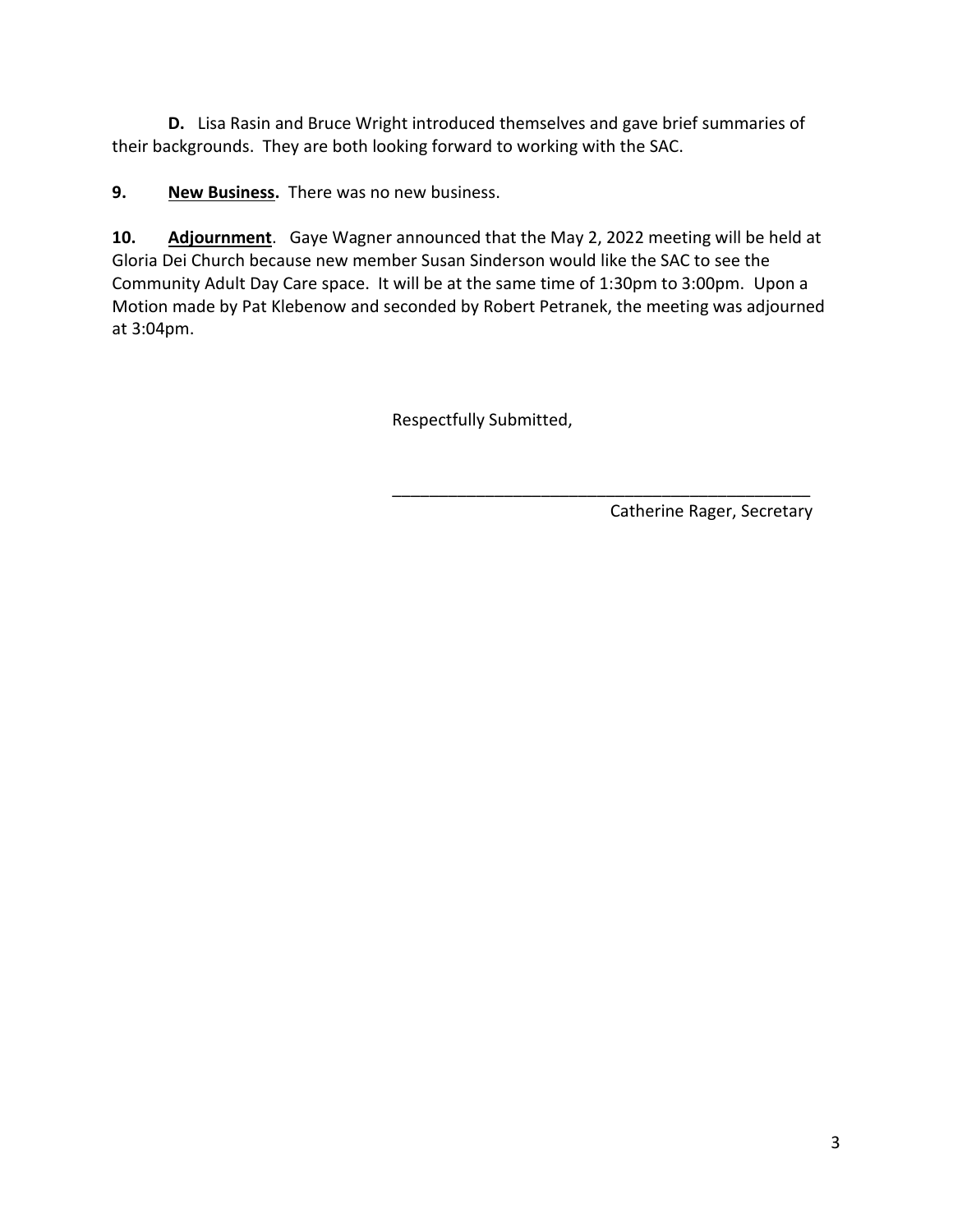**D.** Lisa Rasin and Bruce Wright introduced themselves and gave brief summaries of their backgrounds. They are both looking forward to working with the SAC.

**9. New Business.** There was no new business.

**10. Adjournment**. Gaye Wagner announced that the May 2, 2022 meeting will be held at Gloria Dei Church because new member Susan Sinderson would like the SAC to see the Community Adult Day Care space. It will be at the same time of 1:30pm to 3:00pm. Upon a Motion made by Pat Klebenow and seconded by Robert Petranek, the meeting was adjourned at 3:04pm.

Respectfully Submitted,

_______________________________________________

Catherine Rager, Secretary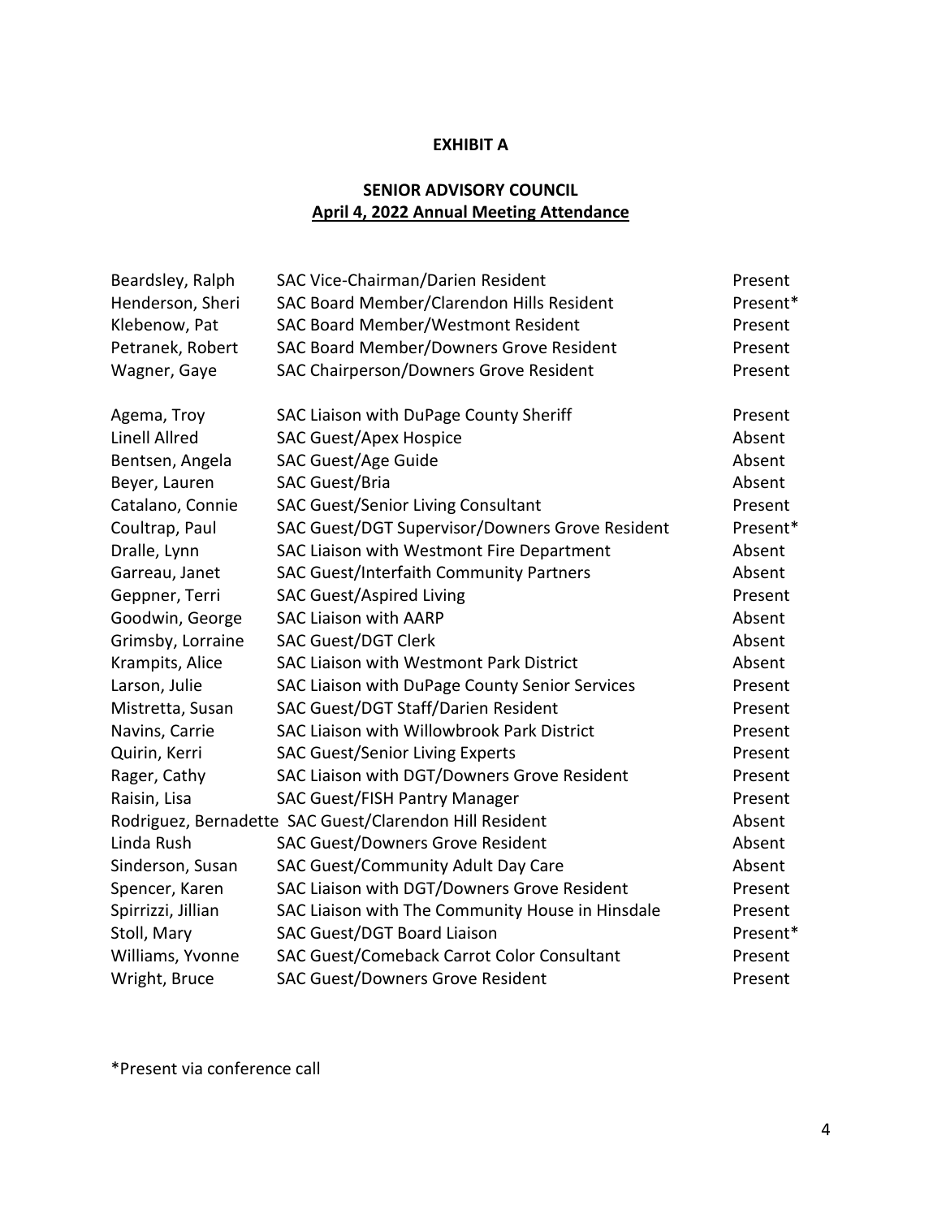**EXHIBIT A**

**SENIOR ADVISORY COUNCIL**
**April 4, 2022 Annual Meeting Attendance**

| | | |
|---|---|---|
| Beardsley, Ralph | SAC Vice-Chairman/Darien Resident | Present |
| Henderson, Sheri | SAC Board Member/Clarendon Hills Resident | Present* |
| Klebenow, Pat | SAC Board Member/Westmont Resident | Present |
| Petranek, Robert | SAC Board Member/Downers Grove Resident | Present |
| Wagner, Gaye | SAC Chairperson/Downers Grove Resident | Present |
| | | |
| Agema, Troy | SAC Liaison with DuPage County Sheriff | Present |
| Linell Allred | SAC Guest/Apex Hospice | Absent |
| Bentsen, Angela | SAC Guest/Age Guide | Absent |
| Beyer, Lauren | SAC Guest/Bria | Absent |
| Catalano, Connie | SAC Guest/Senior Living Consultant | Present |
| Coultrap, Paul | SAC Guest/DGT Supervisor/Downers Grove Resident | Present* |
| Dralle, Lynn | SAC Liaison with Westmont Fire Department | Absent |
| Garreau, Janet | SAC Guest/Interfaith Community Partners | Absent |
| Geppner, Terri | SAC Guest/Aspired Living | Present |
| Goodwin, George | SAC Liaison with AARP | Absent |
| Grimsby, Lorraine | SAC Guest/DGT Clerk | Absent |
| Krampits, Alice | SAC Liaison with Westmont Park District | Absent |
| Larson, Julie | SAC Liaison with DuPage County Senior Services | Present |
| Mistretta, Susan | SAC Guest/DGT Staff/Darien Resident | Present |
| Navins, Carrie | SAC Liaison with Willowbrook Park District | Present |
| Quirin, Kerri | SAC Guest/Senior Living Experts | Present |
| Rager, Cathy | SAC Liaison with DGT/Downers Grove Resident | Present |
| Raisin, Lisa | SAC Guest/FISH Pantry Manager | Present |
| Rodriguez, Bernadette | SAC Guest/Clarendon Hill Resident | Absent |
| Linda Rush | SAC Guest/Downers Grove Resident | Absent |
| Sinderson, Susan | SAC Guest/Community Adult Day Care | Absent |
| Spencer, Karen | SAC Liaison with DGT/Downers Grove Resident | Present |
| Spirrizzi, Jillian | SAC Liaison with The Community House in Hinsdale | Present |
| Stoll, Mary | SAC Guest/DGT Board Liaison | Present* |
| Williams, Yvonne | SAC Guest/Comeback Carrot Color Consultant | Present |
| Wright, Bruce | SAC Guest/Downers Grove Resident | Present |

*Present via conference call